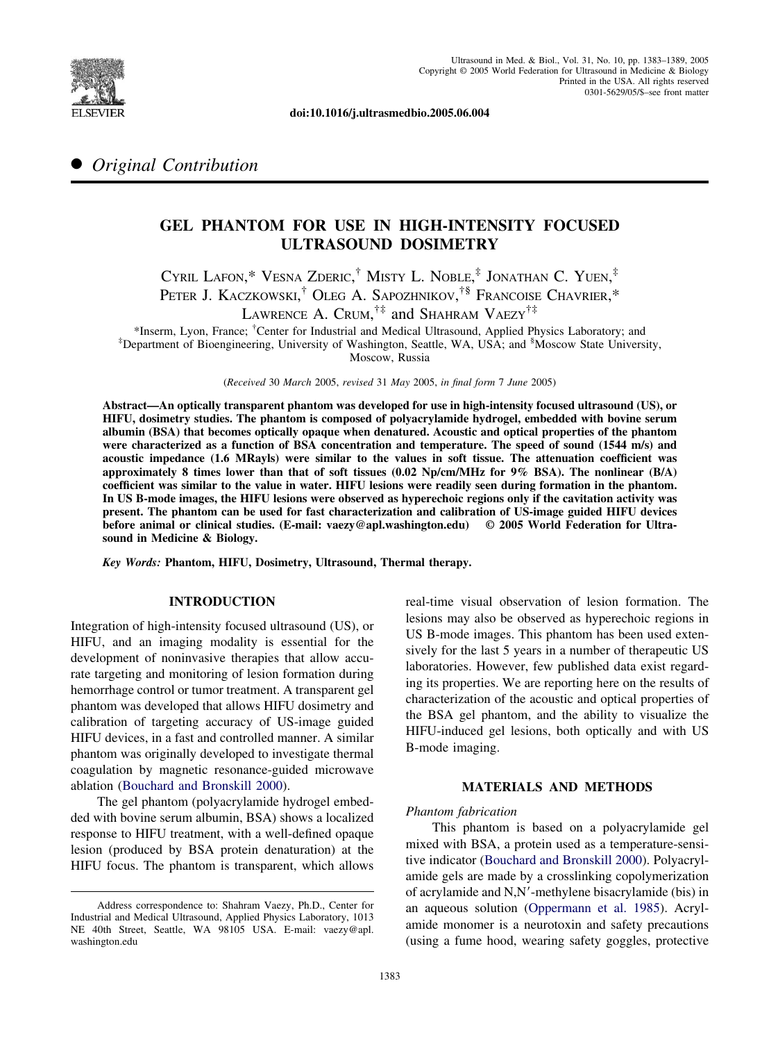doi:10.1016/j.ultrasmedbio.2005.06.004

## ● *Original Contribution*

# GEL PHANTOM FOR USE IN HIGH-INTENSITY FOCUSED ULTRASOUND DOSIMETRY

Cyril Lafon,* Vesna Zderic,† Misty L. Noble,‡ Jonathan C. Yuen,‡ Peter J. Kaczkowski,† Oleg A. Sapozhnikov,†§ Francoise Chavrier,* Lawrence A. Crum,†‡ and Shahram Vaezy†‡

*Inserm, Lyon, France; †Center for Industrial and Medical Ultrasound, Applied Physics Laboratory; and ‡Department of Bioengineering, University of Washington, Seattle, WA, USA; and §Moscow State University, Moscow, Russia

(*Received* 30 *March* 2005, *revised* 31 *May* 2005, *in final form* 7 *June* 2005)

**Abstract—An optically transparent phantom was developed for use in high-intensity focused ultrasound (US), or HIFU, dosimetry studies. The phantom is composed of polyacrylamide hydrogel, embedded with bovine serum albumin (BSA) that becomes optically opaque when denatured. Acoustic and optical properties of the phantom were characterized as a function of BSA concentration and temperature. The speed of sound (1544 m/s) and acoustic impedance (1.6 MRayls) were similar to the values in soft tissue. The attenuation coefficient was approximately 8 times lower than that of soft tissues (0.02 Np/cm/MHz for 9% BSA). The nonlinear (B/A) coefficient was similar to the value in water. HIFU lesions were readily seen during formation in the phantom. In US B-mode images, the HIFU lesions were observed as hyperechoic regions only if the cavitation activity was present. The phantom can be used for fast characterization and calibration of US-image guided HIFU devices before animal or clinical studies. (E-mail: vaezy@apl.washington.edu) © 2005 World Federation for Ultrasound in Medicine & Biology.**

*Key Words:* **Phantom, HIFU, Dosimetry, Ultrasound, Thermal therapy.**

## INTRODUCTION

Integration of high-intensity focused ultrasound (US), or HIFU, and an imaging modality is essential for the development of noninvasive therapies that allow accurate targeting and monitoring of lesion formation during hemorrhage control or tumor treatment. A transparent gel phantom was developed that allows HIFU dosimetry and calibration of targeting accuracy of US-image guided HIFU devices, in a fast and controlled manner. A similar phantom was originally developed to investigate thermal coagulation by magnetic resonance-guided microwave ablation (Bouchard and Bronskill 2000).

The gel phantom (polyacrylamide hydrogel embedded with bovine serum albumin, BSA) shows a localized response to HIFU treatment, with a well-defined opaque lesion (produced by BSA protein denaturation) at the HIFU focus. The phantom is transparent, which allows real-time visual observation of lesion formation. The lesions may also be observed as hyperechoic regions in US B-mode images. This phantom has been used extensively for the last 5 years in a number of therapeutic US laboratories. However, few published data exist regarding its properties. We are reporting here on the results of characterization of the acoustic and optical properties of the BSA gel phantom, and the ability to visualize the HIFU-induced gel lesions, both optically and with US B-mode imaging.

## MATERIALS AND METHODS

### *Phantom fabrication*

This phantom is based on a polyacrylamide gel mixed with BSA, a protein used as a temperature-sensitive indicator (Bouchard and Bronskill 2000). Polyacrylamide gels are made by a crosslinking copolymerization of acrylamide and N,N′-methylene bisacrylamide (bis) in an aqueous solution (Oppermann et al. 1985). Acrylamide monomer is a neurotoxin and safety precautions (using a fume hood, wearing safety goggles, protective

Address correspondence to: Shahram Vaezy, Ph.D., Center for Industrial and Medical Ultrasound, Applied Physics Laboratory, 1013 NE 40th Street, Seattle, WA 98105 USA. E-mail: vaezy@apl.washington.edu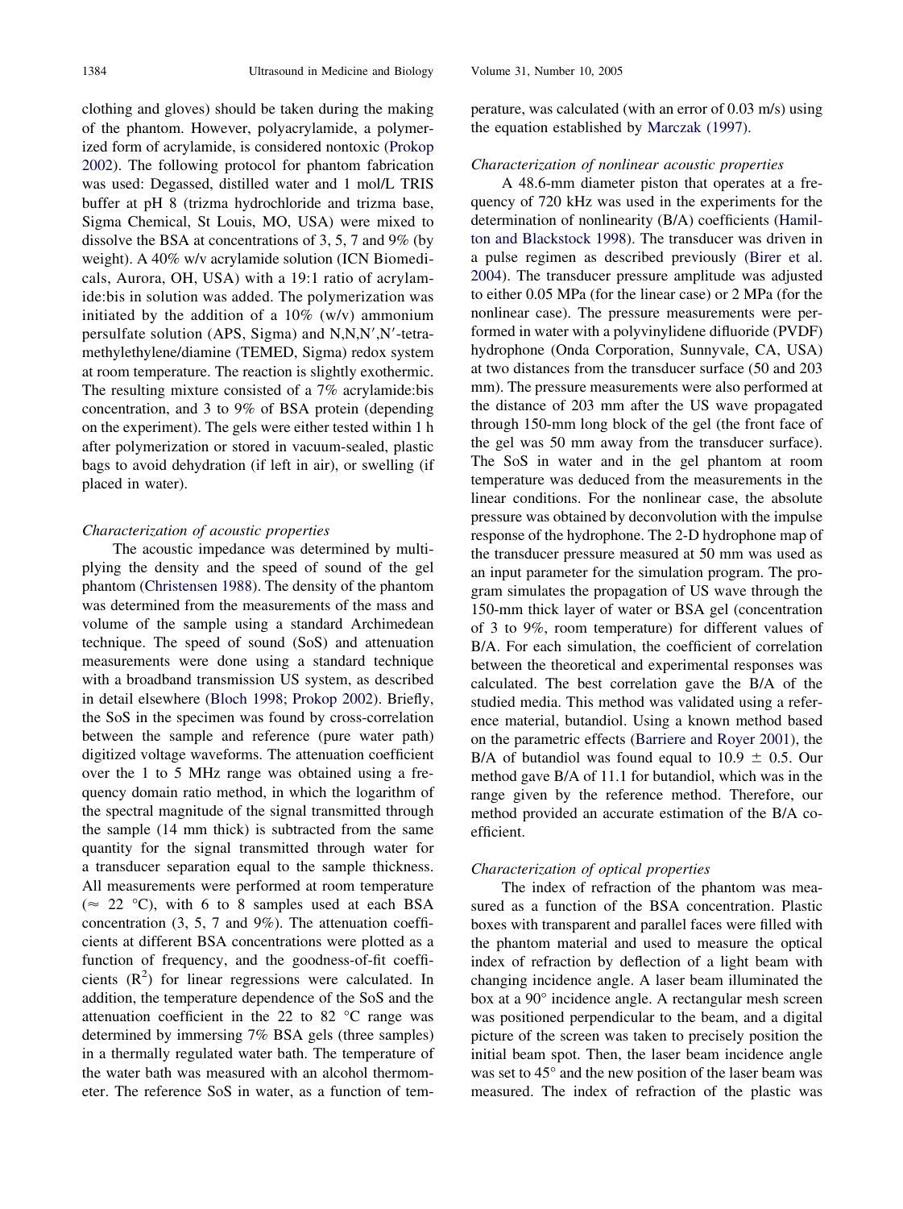clothing and gloves) should be taken during the making of the phantom. However, polyacrylamide, a polymerized form of acrylamide, is considered nontoxic (Prokop 2002). The following protocol for phantom fabrication was used: Degassed, distilled water and 1 mol/L TRIS buffer at pH 8 (trizma hydrochloride and trizma base, Sigma Chemical, St Louis, MO, USA) were mixed to dissolve the BSA at concentrations of 3, 5, 7 and 9% (by weight). A 40% w/v acrylamide solution (ICN Biomedicals, Aurora, OH, USA) with a 19:1 ratio of acrylamide:bis in solution was added. The polymerization was initiated by the addition of a 10% (w/v) ammonium persulfate solution (APS, Sigma) and N,N,N′,N′-tetramethylethylene/diamine (TEMED, Sigma) redox system at room temperature. The reaction is slightly exothermic. The resulting mixture consisted of a 7% acrylamide:bis concentration, and 3 to 9% of BSA protein (depending on the experiment). The gels were either tested within 1 h after polymerization or stored in vacuum-sealed, plastic bags to avoid dehydration (if left in air), or swelling (if placed in water).

*Characterization of acoustic properties*

The acoustic impedance was determined by multiplying the density and the speed of sound of the gel phantom (Christensen 1988). The density of the phantom was determined from the measurements of the mass and volume of the sample using a standard Archimedean technique. The speed of sound (SoS) and attenuation measurements were done using a standard technique with a broadband transmission US system, as described in detail elsewhere (Bloch 1998; Prokop 2002). Briefly, the SoS in the specimen was found by cross-correlation between the sample and reference (pure water path) digitized voltage waveforms. The attenuation coefficient over the 1 to 5 MHz range was obtained using a frequency domain ratio method, in which the logarithm of the spectral magnitude of the signal transmitted through the sample (14 mm thick) is subtracted from the same quantity for the signal transmitted through water for a transducer separation equal to the sample thickness. All measurements were performed at room temperature ($\approx$ 22 °C), with 6 to 8 samples used at each BSA concentration (3, 5, 7 and 9%). The attenuation coefficients at different BSA concentrations were plotted as a function of frequency, and the goodness-of-fit coefficients ($R^2$) for linear regressions were calculated. In addition, the temperature dependence of the SoS and the attenuation coefficient in the 22 to 82 °C range was determined by immersing 7% BSA gels (three samples) in a thermally regulated water bath. The temperature of the water bath was measured with an alcohol thermometer. The reference SoS in water, as a function of temperature, was calculated (with an error of 0.03 m/s) using the equation established by Marczak (1997).

*Characterization of nonlinear acoustic properties*

A 48.6-mm diameter piston that operates at a frequency of 720 kHz was used in the experiments for the determination of nonlinearity (B/A) coefficients (Hamilton and Blackstock 1998). The transducer was driven in a pulse regimen as described previously (Birer et al. 2004). The transducer pressure amplitude was adjusted to either 0.05 MPa (for the linear case) or 2 MPa (for the nonlinear case). The pressure measurements were performed in water with a polyvinylidene difluoride (PVDF) hydrophone (Onda Corporation, Sunnyvale, CA, USA) at two distances from the transducer surface (50 and 203 mm). The pressure measurements were also performed at the distance of 203 mm after the US wave propagated through 150-mm long block of the gel (the front face of the gel was 50 mm away from the transducer surface). The SoS in water and in the gel phantom at room temperature was deduced from the measurements in the linear conditions. For the nonlinear case, the absolute pressure was obtained by deconvolution with the impulse response of the hydrophone. The 2-D hydrophone map of the transducer pressure measured at 50 mm was used as an input parameter for the simulation program. The program simulates the propagation of US wave through the 150-mm thick layer of water or BSA gel (concentration of 3 to 9%, room temperature) for different values of B/A. For each simulation, the coefficient of correlation between the theoretical and experimental responses was calculated. The best correlation gave the B/A of the studied media. This method was validated using a reference material, butandiol. Using a known method based on the parametric effects (Barriere and Royer 2001), the B/A of butandiol was found equal to 10.9 $\pm$ 0.5. Our method gave B/A of 11.1 for butandiol, which was in the range given by the reference method. Therefore, our method provided an accurate estimation of the B/A coefficient.

*Characterization of optical properties*

The index of refraction of the phantom was measured as a function of the BSA concentration. Plastic boxes with transparent and parallel faces were filled with the phantom material and used to measure the optical index of refraction by deflection of a light beam with changing incidence angle. A laser beam illuminated the box at a 90° incidence angle. A rectangular mesh screen was positioned perpendicular to the beam, and a digital picture of the screen was taken to precisely position the initial beam spot. Then, the laser beam incidence angle was set to 45° and the new position of the laser beam was measured. The index of refraction of the plastic was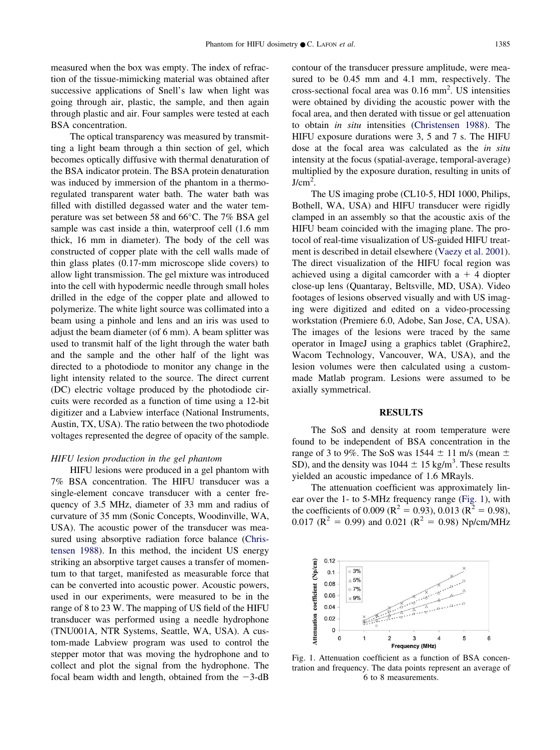measured when the box was empty. The index of refraction of the tissue-mimicking material was obtained after successive applications of Snell's law when light was going through air, plastic, the sample, and then again through plastic and air. Four samples were tested at each BSA concentration.

The optical transparency was measured by transmitting a light beam through a thin section of gel, which becomes optically diffusive with thermal denaturation of the BSA indicator protein. The BSA protein denaturation was induced by immersion of the phantom in a thermoregulated transparent water bath. The water bath was filled with distilled degassed water and the water temperature was set between 58 and 66°C. The 7% BSA gel sample was cast inside a thin, waterproof cell (1.6 mm thick, 16 mm in diameter). The body of the cell was constructed of copper plate with the cell walls made of thin glass plates (0.17-mm microscope slide covers) to allow light transmission. The gel mixture was introduced into the cell with hypodermic needle through small holes drilled in the edge of the copper plate and allowed to polymerize. The white light source was collimated into a beam using a pinhole and lens and an iris was used to adjust the beam diameter (of 6 mm). A beam splitter was used to transmit half of the light through the water bath and the sample and the other half of the light was directed to a photodiode to monitor any change in the light intensity related to the source. The direct current (DC) electric voltage produced by the photodiode circuits were recorded as a function of time using a 12-bit digitizer and a Labview interface (National Instruments, Austin, TX, USA). The ratio between the two photodiode voltages represented the degree of opacity of the sample.

### *HIFU lesion production in the gel phantom*

HIFU lesions were produced in a gel phantom with 7% BSA concentration. The HIFU transducer was a single-element concave transducer with a center frequency of 3.5 MHz, diameter of 33 mm and radius of curvature of 35 mm (Sonic Concepts, Woodinville, WA, USA). The acoustic power of the transducer was measured using absorptive radiation force balance (Christensen 1988). In this method, the incident US energy striking an absorptive target causes a transfer of momentum to that target, manifested as measurable force that can be converted into acoustic power. Acoustic powers, used in our experiments, were measured to be in the range of 8 to 23 W. The mapping of US field of the HIFU transducer was performed using a needle hydrophone (TNU001A, NTR Systems, Seattle, WA, USA). A custom-made Labview program was used to control the stepper motor that was moving the hydrophone and to collect and plot the signal from the hydrophone. The focal beam width and length, obtained from the −3-dB contour of the transducer pressure amplitude, were measured to be 0.45 mm and 4.1 mm, respectively. The cross-sectional focal area was 0.16 mm$^2$. US intensities were obtained by dividing the acoustic power with the focal area, and then derated with tissue or gel attenuation to obtain *in situ* intensities (Christensen 1988). The HIFU exposure durations were 3, 5 and 7 s. The HIFU dose at the focal area was calculated as the *in situ* intensity at the focus (spatial-average, temporal-average) multiplied by the exposure duration, resulting in units of J/cm$^2$.

The US imaging probe (CL10-5, HDI 1000, Philips, Bothell, WA, USA) and HIFU transducer were rigidly clamped in an assembly so that the acoustic axis of the HIFU beam coincided with the imaging plane. The protocol of real-time visualization of US-guided HIFU treatment is described in detail elsewhere (Vaezy et al. 2001). The direct visualization of the HIFU focal region was achieved using a digital camcorder with a + 4 diopter close-up lens (Quantaray, Beltsville, MD, USA). Video footages of lesions observed visually and with US imaging were digitized and edited on a video-processing workstation (Premiere 6.0, Adobe, San Jose, CA, USA). The images of the lesions were traced by the same operator in ImageJ using a graphics tablet (Graphire2, Wacom Technology, Vancouver, WA, USA), and the lesion volumes were then calculated using a custom-made Matlab program. Lesions were assumed to be axially symmetrical.

## RESULTS

The SoS and density at room temperature were found to be independent of BSA concentration in the range of 3 to 9%. The SoS was 1544 ± 11 m/s (mean ± SD), and the density was 1044 ± 15 kg/m$^3$. These results yielded an acoustic impedance of 1.6 MRayls.

The attenuation coefficient was approximately linear over the 1- to 5-MHz frequency range (Fig. 1), with the coefficients of 0.009 ($R^2$ = 0.93), 0.013 ($R^2$ = 0.98), 0.017 ($R^2$ = 0.99) and 0.021 ($R^2$ = 0.98) Np/cm/MHz

Fig. 1. Attenuation coefficient as a function of BSA concentration and frequency. The data points represent an average of 6 to 8 measurements.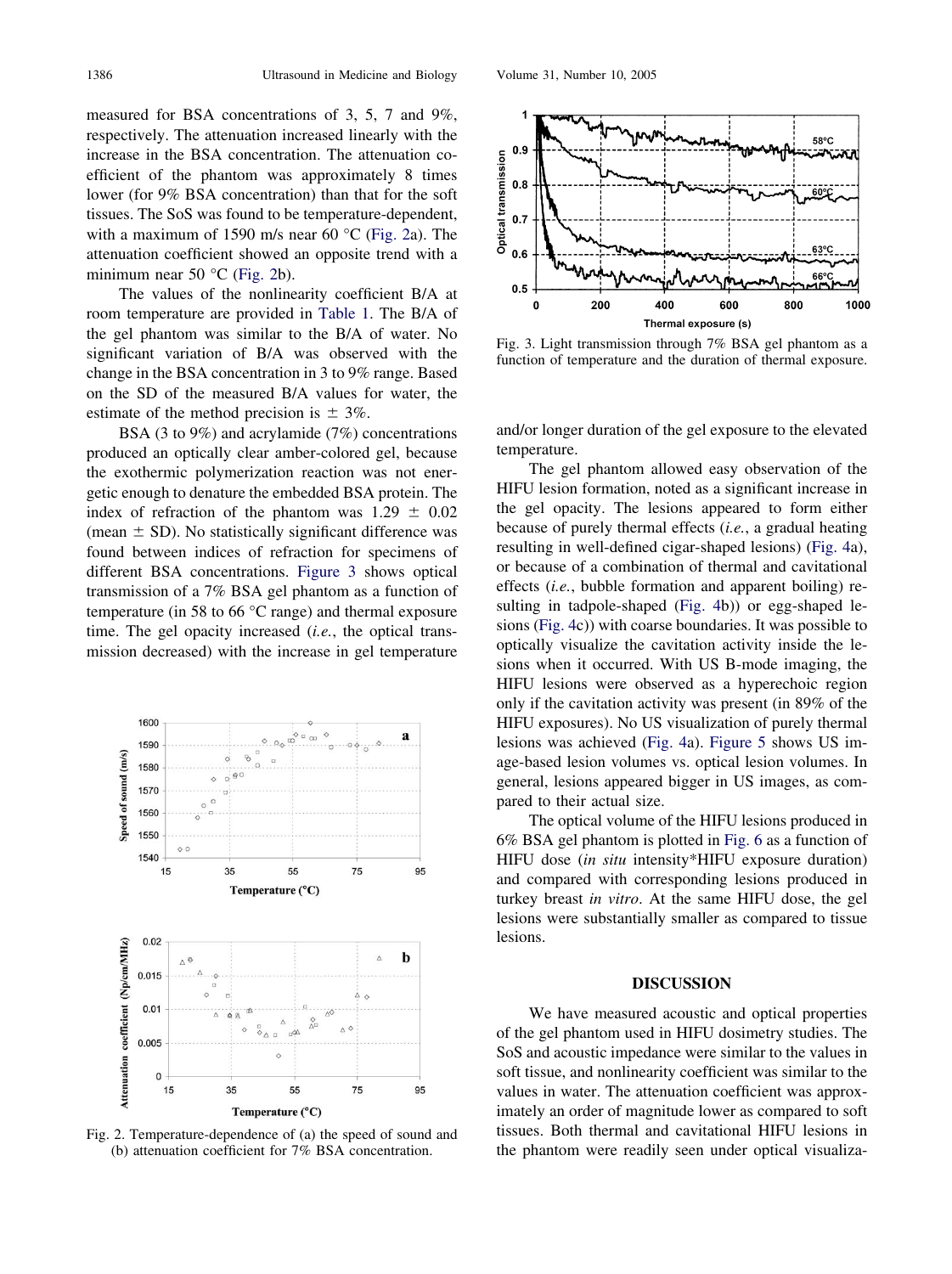measured for BSA concentrations of 3, 5, 7 and 9%, respectively. The attenuation increased linearly with the increase in the BSA concentration. The attenuation coefficient of the phantom was approximately 8 times lower (for 9% BSA concentration) than that for the soft tissues. The SoS was found to be temperature-dependent, with a maximum of 1590 m/s near 60 °C (Fig. 2a). The attenuation coefficient showed an opposite trend with a minimum near 50 °C (Fig. 2b).

The values of the nonlinearity coefficient B/A at room temperature are provided in Table 1. The B/A of the gel phantom was similar to the B/A of water. No significant variation of B/A was observed with the change in the BSA concentration in 3 to 9% range. Based on the SD of the measured B/A values for water, the estimate of the method precision is ± 3%.

BSA (3 to 9%) and acrylamide (7%) concentrations produced an optically clear amber-colored gel, because the exothermic polymerization reaction was not energetic enough to denature the embedded BSA protein. The index of refraction of the phantom was 1.29 ± 0.02 (mean ± SD). No statistically significant difference was found between indices of refraction for specimens of different BSA concentrations. Figure 3 shows optical transmission of a 7% BSA gel phantom as a function of temperature (in 58 to 66 °C range) and thermal exposure time. The gel opacity increased (*i.e.*, the optical transmission decreased) with the increase in gel temperature and/or longer duration of the gel exposure to the elevated temperature.

Fig. 2. Temperature-dependence of (a) the speed of sound and (b) attenuation coefficient for 7% BSA concentration.

Fig. 3. Light transmission through 7% BSA gel phantom as a function of temperature and the duration of thermal exposure.

The gel phantom allowed easy observation of the HIFU lesion formation, noted as a significant increase in the gel opacity. The lesions appeared to form either because of purely thermal effects (*i.e.*, a gradual heating resulting in well-defined cigar-shaped lesions) (Fig. 4a), or because of a combination of thermal and cavitational effects (*i.e.*, bubble formation and apparent boiling) resulting in tadpole-shaped (Fig. 4b)) or egg-shaped lesions (Fig. 4c)) with coarse boundaries. It was possible to optically visualize the cavitation activity inside the lesions when it occurred. With US B-mode imaging, the HIFU lesions were observed as a hyperechoic region only if the cavitation activity was present (in 89% of the HIFU exposures). No US visualization of purely thermal lesions was achieved (Fig. 4a). Figure 5 shows US image-based lesion volumes vs. optical lesion volumes. In general, lesions appeared bigger in US images, as compared to their actual size.

The optical volume of the HIFU lesions produced in 6% BSA gel phantom is plotted in Fig. 6 as a function of HIFU dose (*in situ* intensity*HIFU exposure duration) and compared with corresponding lesions produced in turkey breast *in vitro*. At the same HIFU dose, the gel lesions were substantially smaller as compared to tissue lesions.

## DISCUSSION

We have measured acoustic and optical properties of the gel phantom used in HIFU dosimetry studies. The SoS and acoustic impedance were similar to the values in soft tissue, and nonlinearity coefficient was similar to the values in water. The attenuation coefficient was approximately an order of magnitude lower as compared to soft tissues. Both thermal and cavitational HIFU lesions in the phantom were readily seen under optical visualiza-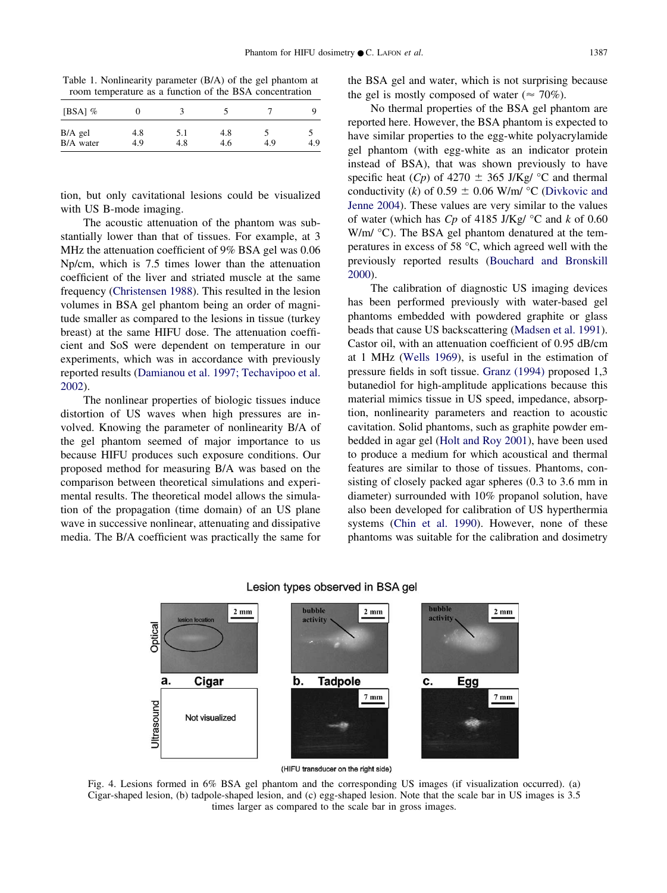Table 1. Nonlinearity parameter (B/A) of the gel phantom at room temperature as a function of the BSA concentration

| [BSA] % | 0 | 3 | 5 | 7 | 9 |
|---|---|---|---|---|---|
| B/A gel | 4.8 | 5.1 | 4.8 | 5 | 5 |
| B/A water | 4.9 | 4.8 | 4.6 | 4.9 | 4.9 |

tion, but only cavitational lesions could be visualized with US B-mode imaging.

The acoustic attenuation of the phantom was substantially lower than that of tissues. For example, at 3 MHz the attenuation coefficient of 9% BSA gel was 0.06 Np/cm, which is 7.5 times lower than the attenuation coefficient of the liver and striated muscle at the same frequency (Christensen 1988). This resulted in the lesion volumes in BSA gel phantom being an order of magnitude smaller as compared to the lesions in tissue (turkey breast) at the same HIFU dose. The attenuation coefficient and SoS were dependent on temperature in our experiments, which was in accordance with previously reported results (Damianou et al. 1997; Techavipoo et al. 2002).

The nonlinear properties of biologic tissues induce distortion of US waves when high pressures are involved. Knowing the parameter of nonlinearity B/A of the gel phantom seemed of major importance to us because HIFU produces such exposure conditions. Our proposed method for measuring B/A was based on the comparison between theoretical simulations and experimental results. The theoretical model allows the simulation of the propagation (time domain) of an US plane wave in successive nonlinear, attenuating and dissipative media. The B/A coefficient was practically the same for the BSA gel and water, which is not surprising because the gel is mostly composed of water ($\approx$ 70%).

No thermal properties of the BSA gel phantom are reported here. However, the BSA phantom is expected to have similar properties to the egg-white polyacrylamide gel phantom (with egg-white as an indicator protein instead of BSA), that was shown previously to have specific heat ($Cp$) of 4270 $\pm$ 365 J/Kg/ °C and thermal conductivity ($k$) of 0.59 $\pm$ 0.06 W/m/ °C (Divkovic and Jenne 2004). These values are very similar to the values of water (which has $Cp$ of 4185 J/Kg/ °C and $k$ of 0.60 W/m/ °C). The BSA gel phantom denatured at the temperatures in excess of 58 °C, which agreed well with the previously reported results (Bouchard and Bronskill 2000).

The calibration of diagnostic US imaging devices has been performed previously with water-based gel phantoms embedded with powdered graphite or glass beads that cause US backscattering (Madsen et al. 1991). Castor oil, with an attenuation coefficient of 0.95 dB/cm at 1 MHz (Wells 1969), is useful in the estimation of pressure fields in soft tissue. Granz (1994) proposed 1,3 butanediol for high-amplitude applications because this material mimics tissue in US speed, impedance, absorption, nonlinearity parameters and reaction to acoustic cavitation. Solid phantoms, such as graphite powder embedded in agar gel (Holt and Roy 2001), have been used to produce a medium for which acoustical and thermal features are similar to those of tissues. Phantoms, consisting of closely packed agar spheres (0.3 to 3.6 mm in diameter) surrounded with 10% propanol solution, have also been developed for calibration of US hyperthermia systems (Chin et al. 1990). However, none of these phantoms was suitable for the calibration and dosimetry

Fig. 4. Lesions formed in 6% BSA gel phantom and the corresponding US images (if visualization occurred). (a) Cigar-shaped lesion, (b) tadpole-shaped lesion, and (c) egg-shaped lesion. Note that the scale bar in US images is 3.5 times larger as compared to the scale bar in gross images.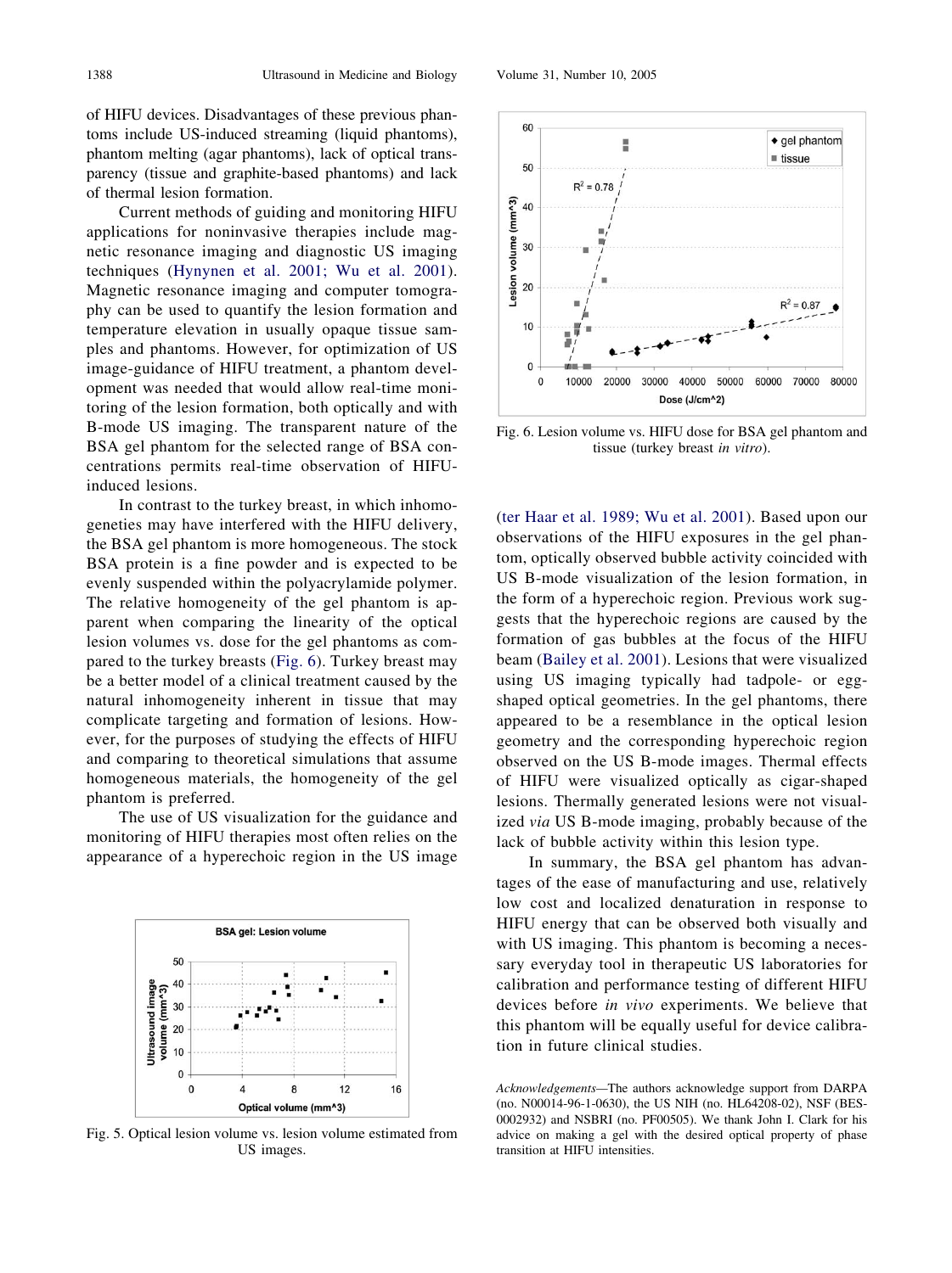of HIFU devices. Disadvantages of these previous phantoms include US-induced streaming (liquid phantoms), phantom melting (agar phantoms), lack of optical transparency (tissue and graphite-based phantoms) and lack of thermal lesion formation.

Current methods of guiding and monitoring HIFU applications for noninvasive therapies include magnetic resonance imaging and diagnostic US imaging techniques (Hynynen et al. 2001; Wu et al. 2001). Magnetic resonance imaging and computer tomography can be used to quantify the lesion formation and temperature elevation in usually opaque tissue samples and phantoms. However, for optimization of US image-guidance of HIFU treatment, a phantom development was needed that would allow real-time monitoring of the lesion formation, both optically and with B-mode US imaging. The transparent nature of the BSA gel phantom for the selected range of BSA concentrations permits real-time observation of HIFU-induced lesions.

In contrast to the turkey breast, in which inhomogeneities may have interfered with the HIFU delivery, the BSA gel phantom is more homogeneous. The stock BSA protein is a fine powder and is expected to be evenly suspended within the polyacrylamide polymer. The relative homogeneity of the gel phantom is apparent when comparing the linearity of the optical lesion volumes vs. dose for the gel phantoms as compared to the turkey breasts (Fig. 6). Turkey breast may be a better model of a clinical treatment caused by the natural inhomogeneity inherent in tissue that may complicate targeting and formation of lesions. However, for the purposes of studying the effects of HIFU and comparing to theoretical simulations that assume homogeneous materials, the homogeneity of the gel phantom is preferred.

The use of US visualization for the guidance and monitoring of HIFU therapies most often relies on the appearance of a hyperechoic region in the US image (ter Haar et al. 1989; Wu et al. 2001). Based upon our observations of the HIFU exposures in the gel phantom, optically observed bubble activity coincided with US B-mode visualization of the lesion formation, in the form of a hyperechoic region. Previous work suggests that the hyperechoic regions are caused by the formation of gas bubbles at the focus of the HIFU beam (Bailey et al. 2001). Lesions that were visualized using US imaging typically had tadpole- or egg-shaped optical geometries. In the gel phantoms, there appeared to be a resemblance in the optical lesion geometry and the corresponding hyperechoic region observed on the US B-mode images. Thermal effects of HIFU were visualized optically as cigar-shaped lesions. Thermally generated lesions were not visualized *via* US B-mode imaging, probably because of the lack of bubble activity within this lesion type.

In summary, the BSA gel phantom has advantages of the ease of manufacturing and use, relatively low cost and localized denaturation in response to HIFU energy that can be observed both visually and with US imaging. This phantom is becoming a necessary everyday tool in therapeutic US laboratories for calibration and performance testing of different HIFU devices before *in vivo* experiments. We believe that this phantom will be equally useful for device calibration in future clinical studies.

Fig. 5. Optical lesion volume vs. lesion volume estimated from US images.

Fig. 6. Lesion volume vs. HIFU dose for BSA gel phantom and tissue (turkey breast *in vitro*).

*Acknowledgements*—The authors acknowledge support from DARPA (no. N00014-96-1-0630), the US NIH (no. HL64208-02), NSF (BES-0002932) and NSBRI (no. PF00505). We thank John I. Clark for his advice on making a gel with the desired optical property of phase transition at HIFU intensities.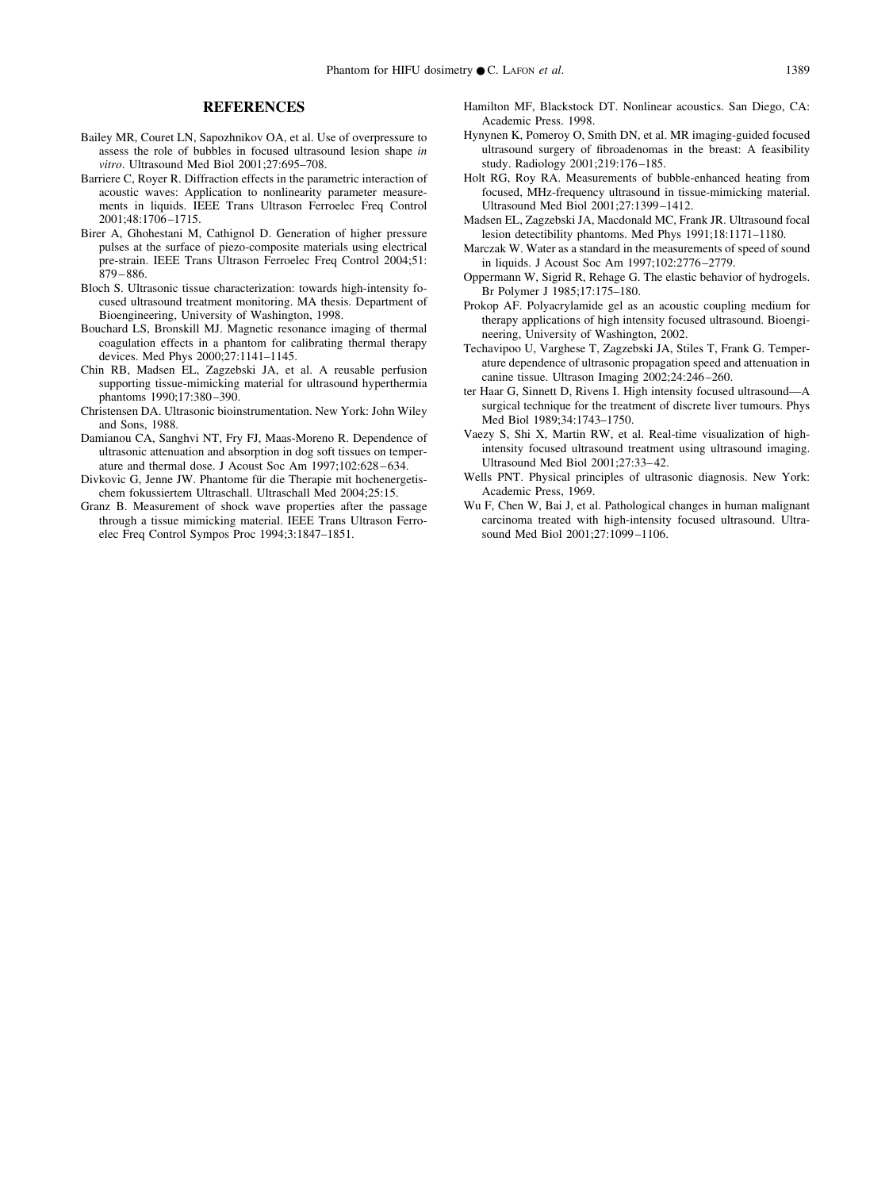## REFERENCES

Bailey MR, Couret LN, Sapozhnikov OA, et al. Use of overpressure to assess the role of bubbles in focused ultrasound lesion shape *in vitro*. Ultrasound Med Biol 2001;27:695–708.

Barriere C, Royer R. Diffraction effects in the parametric interaction of acoustic waves: Application to nonlinearity parameter measurements in liquids. IEEE Trans Ultrason Ferroelec Freq Control 2001;48:1706–1715.

Birer A, Ghohestani M, Cathignol D. Generation of higher pressure pulses at the surface of piezo-composite materials using electrical pre-strain. IEEE Trans Ultrason Ferroelec Freq Control 2004;51: 879–886.

Bloch S. Ultrasonic tissue characterization: towards high-intensity focused ultrasound treatment monitoring. MA thesis. Department of Bioengineering, University of Washington, 1998.

Bouchard LS, Bronskill MJ. Magnetic resonance imaging of thermal coagulation effects in a phantom for calibrating thermal therapy devices. Med Phys 2000;27:1141–1145.

Chin RB, Madsen EL, Zagzebski JA, et al. A reusable perfusion supporting tissue-mimicking material for ultrasound hyperthermia phantoms 1990;17:380–390.

Christensen DA. Ultrasonic bioinstrumentation. New York: John Wiley and Sons, 1988.

Damianou CA, Sanghvi NT, Fry FJ, Maas-Moreno R. Dependence of ultrasonic attenuation and absorption in dog soft tissues on temperature and thermal dose. J Acoust Soc Am 1997;102:628–634.

Divkovic G, Jenne JW. Phantome für die Therapie mit hochenergetischem fokussiertem Ultraschall. Ultraschall Med 2004;25:15.

Granz B. Measurement of shock wave properties after the passage through a tissue mimicking material. IEEE Trans Ultrason Ferroelec Freq Control Sympos Proc 1994;3:1847–1851.

Hamilton MF, Blackstock DT. Nonlinear acoustics. San Diego, CA: Academic Press. 1998.

Hynynen K, Pomeroy O, Smith DN, et al. MR imaging-guided focused ultrasound surgery of fibroadenomas in the breast: A feasibility study. Radiology 2001;219:176–185.

Holt RG, Roy RA. Measurements of bubble-enhanced heating from focused, MHz-frequency ultrasound in tissue-mimicking material. Ultrasound Med Biol 2001;27:1399–1412.

Madsen EL, Zagzebski JA, Macdonald MC, Frank JR. Ultrasound focal lesion detectibility phantoms. Med Phys 1991;18:1171–1180.

Marczak W. Water as a standard in the measurements of speed of sound in liquids. J Acoust Soc Am 1997;102:2776–2779.

Oppermann W, Sigrid R, Rehage G. The elastic behavior of hydrogels. Br Polymer J 1985;17:175–180.

Prokop AF. Polyacrylamide gel as an acoustic coupling medium for therapy applications of high intensity focused ultrasound. Bioengineering, University of Washington, 2002.

Techavipoo U, Varghese T, Zagzebski JA, Stiles T, Frank G. Temperature dependence of ultrasonic propagation speed and attenuation in canine tissue. Ultrason Imaging 2002;24:246–260.

ter Haar G, Sinnett D, Rivens I. High intensity focused ultrasound—A surgical technique for the treatment of discrete liver tumours. Phys Med Biol 1989;34:1743–1750.

Vaezy S, Shi X, Martin RW, et al. Real-time visualization of high-intensity focused ultrasound treatment using ultrasound imaging. Ultrasound Med Biol 2001;27:33–42.

Wells PNT. Physical principles of ultrasonic diagnosis. New York: Academic Press, 1969.

Wu F, Chen W, Bai J, et al. Pathological changes in human malignant carcinoma treated with high-intensity focused ultrasound. Ultrasound Med Biol 2001;27:1099–1106.